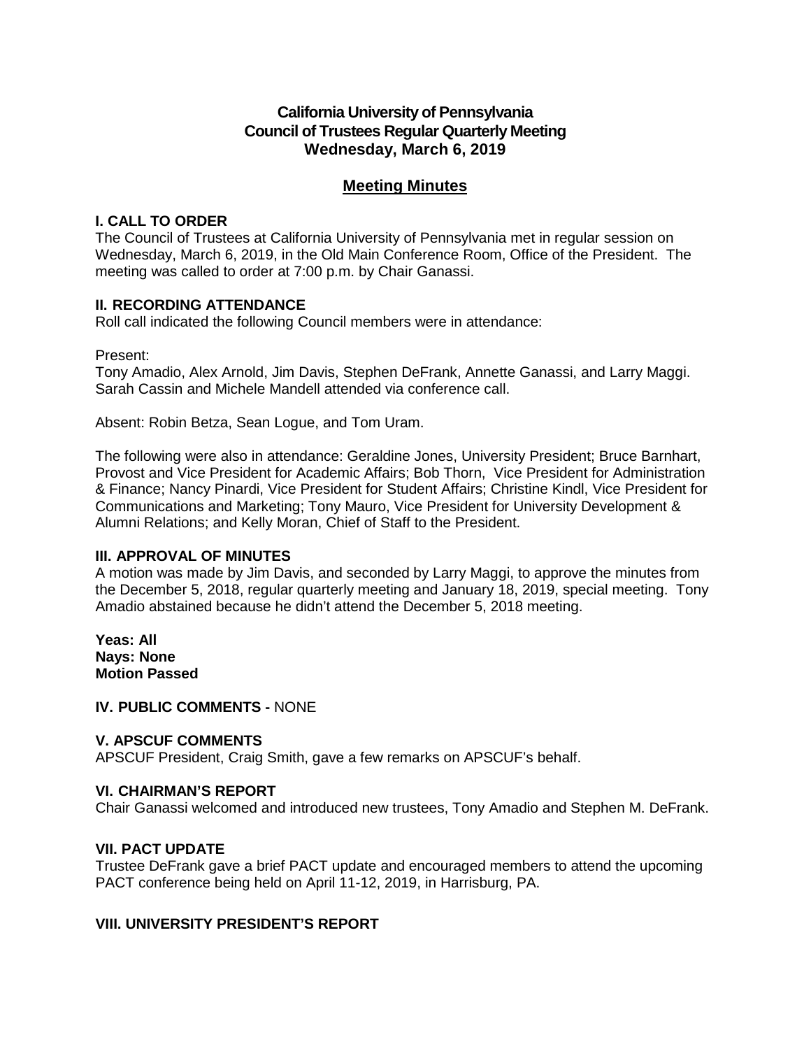# California University of Pennsylvania
# Council of Trustees Regular Quarterly Meeting
# Wednesday, March 6, 2019

## Meeting Minutes

### I. CALL TO ORDER

The Council of Trustees at California University of Pennsylvania met in regular session on Wednesday, March 6, 2019, in the Old Main Conference Room, Office of the President. The meeting was called to order at 7:00 p.m. by Chair Ganassi.

### II. RECORDING ATTENDANCE

Roll call indicated the following Council members were in attendance:

Present:
Tony Amadio, Alex Arnold, Jim Davis, Stephen DeFrank, Annette Ganassi, and Larry Maggi. Sarah Cassin and Michele Mandell attended via conference call.

Absent: Robin Betza, Sean Logue, and Tom Uram.

The following were also in attendance: Geraldine Jones, University President; Bruce Barnhart, Provost and Vice President for Academic Affairs; Bob Thorn, Vice President for Administration & Finance; Nancy Pinardi, Vice President for Student Affairs; Christine Kindl, Vice President for Communications and Marketing; Tony Mauro, Vice President for University Development & Alumni Relations; and Kelly Moran, Chief of Staff to the President.

### III. APPROVAL OF MINUTES

A motion was made by Jim Davis, and seconded by Larry Maggi, to approve the minutes from the December 5, 2018, regular quarterly meeting and January 18, 2019, special meeting. Tony Amadio abstained because he didn't attend the December 5, 2018 meeting.

**Yeas: All**
**Nays: None**
**Motion Passed**

### IV. PUBLIC COMMENTS - NONE

### V. APSCUF COMMENTS

APSCUF President, Craig Smith, gave a few remarks on APSCUF's behalf.

### VI. CHAIRMAN'S REPORT

Chair Ganassi welcomed and introduced new trustees, Tony Amadio and Stephen M. DeFrank.

### VII. PACT UPDATE

Trustee DeFrank gave a brief PACT update and encouraged members to attend the upcoming PACT conference being held on April 11-12, 2019, in Harrisburg, PA.

### VIII. UNIVERSITY PRESIDENT'S REPORT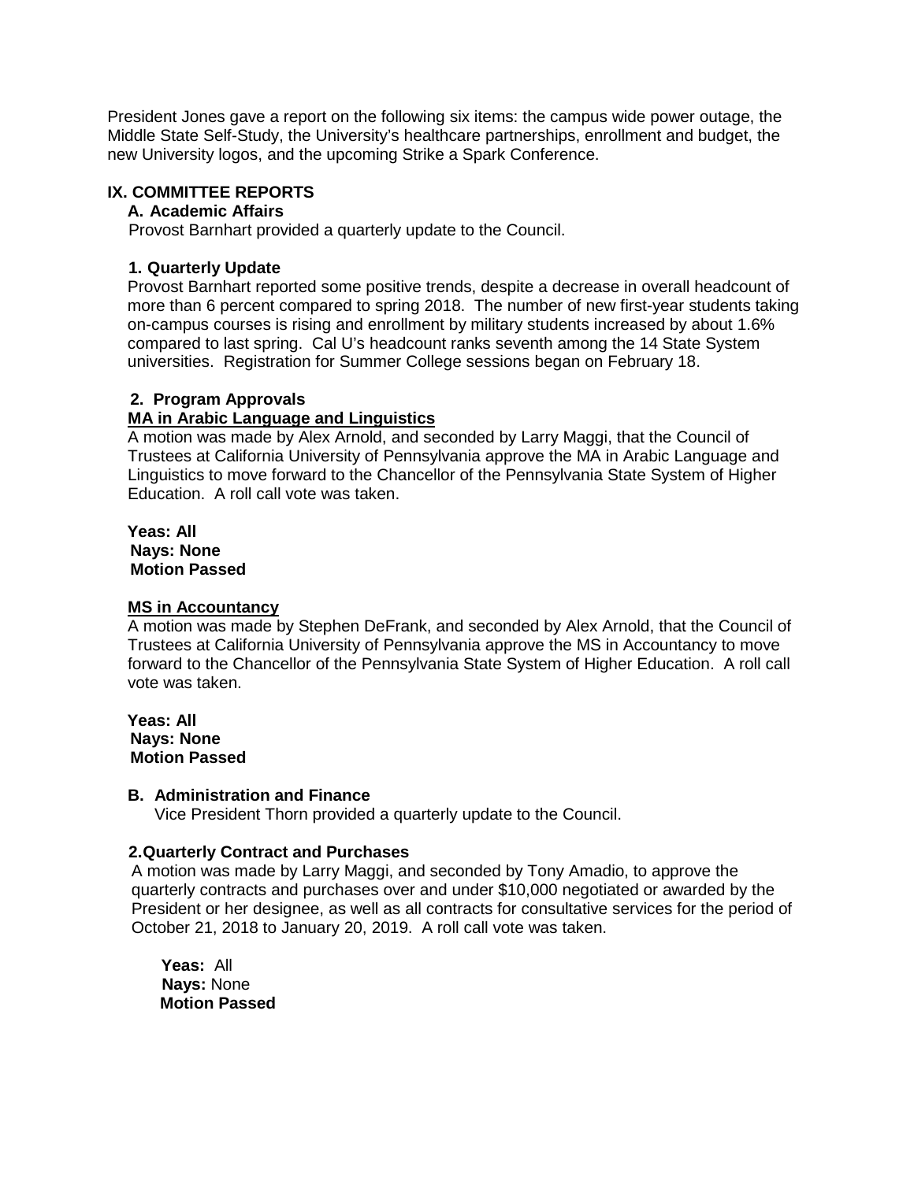President Jones gave a report on the following six items: the campus wide power outage, the Middle State Self-Study, the University's healthcare partnerships, enrollment and budget, the new University logos, and the upcoming Strike a Spark Conference.

## IX. COMMITTEE REPORTS

### A. Academic Affairs

Provost Barnhart provided a quarterly update to the Council.

#### 1. Quarterly Update

Provost Barnhart reported some positive trends, despite a decrease in overall headcount of more than 6 percent compared to spring 2018. The number of new first-year students taking on-campus courses is rising and enrollment by military students increased by about 1.6% compared to last spring. Cal U's headcount ranks seventh among the 14 State System universities. Registration for Summer College sessions began on February 18.

#### 2. Program Approvals

**MA in Arabic Language and Linguistics**

A motion was made by Alex Arnold, and seconded by Larry Maggi, that the Council of Trustees at California University of Pennsylvania approve the MA in Arabic Language and Linguistics to move forward to the Chancellor of the Pennsylvania State System of Higher Education. A roll call vote was taken.

**Yeas: All**
**Nays: None**
**Motion Passed**

**MS in Accountancy**

A motion was made by Stephen DeFrank, and seconded by Alex Arnold, that the Council of Trustees at California University of Pennsylvania approve the MS in Accountancy to move forward to the Chancellor of the Pennsylvania State System of Higher Education. A roll call vote was taken.

**Yeas: All**
**Nays: None**
**Motion Passed**

### B. Administration and Finance

Vice President Thorn provided a quarterly update to the Council.

#### 2. Quarterly Contract and Purchases

A motion was made by Larry Maggi, and seconded by Tony Amadio, to approve the quarterly contracts and purchases over and under $10,000 negotiated or awarded by the President or her designee, as well as all contracts for consultative services for the period of October 21, 2018 to January 20, 2019. A roll call vote was taken.

**Yeas:** All
**Nays:** None
**Motion Passed**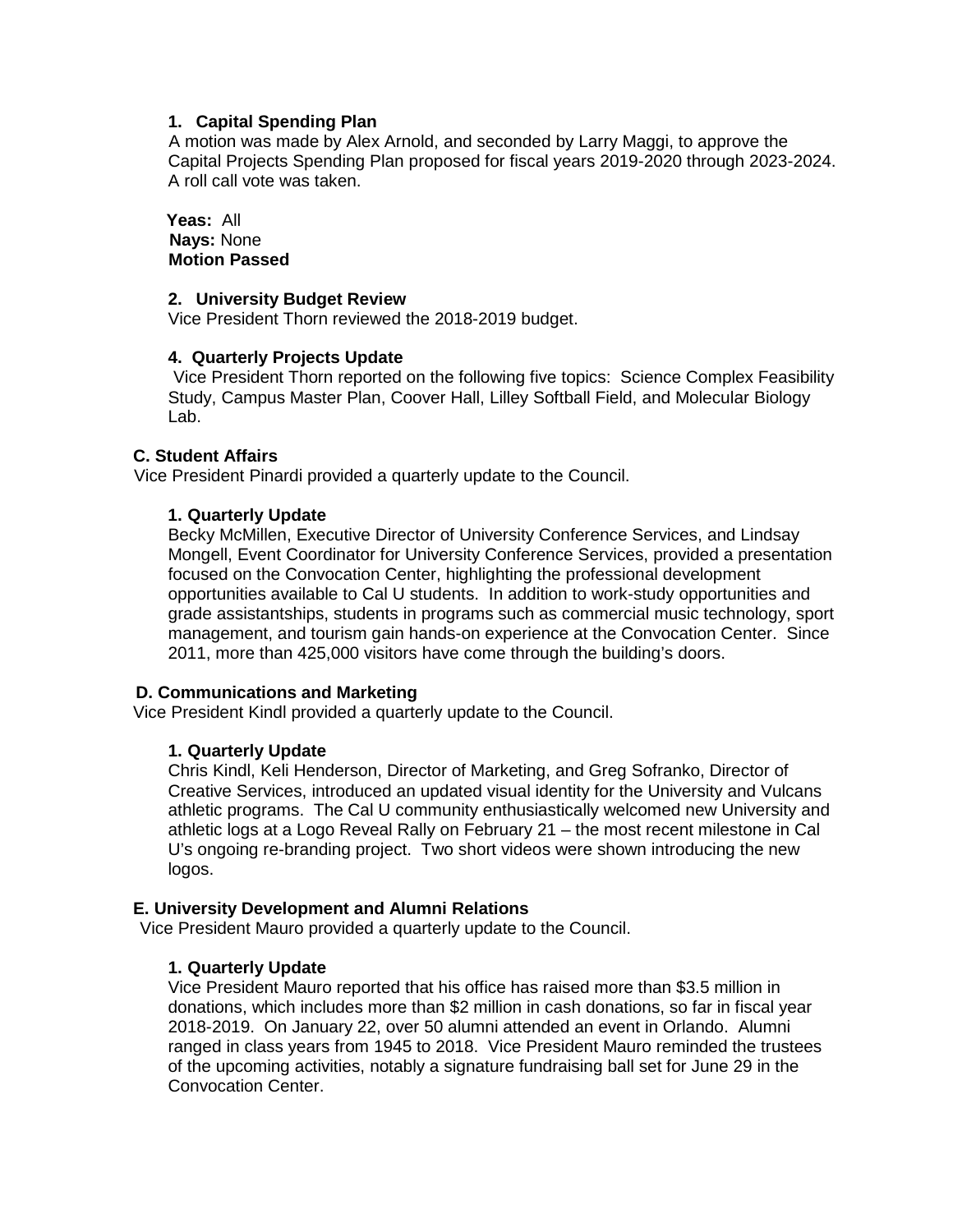**1. Capital Spending Plan**

A motion was made by Alex Arnold, and seconded by Larry Maggi, to approve the Capital Projects Spending Plan proposed for fiscal years 2019-2020 through 2023-2024. A roll call vote was taken.

**Yeas:** All
**Nays:** None
**Motion Passed**

**2. University Budget Review**

Vice President Thorn reviewed the 2018-2019 budget.

**4. Quarterly Projects Update**

Vice President Thorn reported on the following five topics: Science Complex Feasibility Study, Campus Master Plan, Coover Hall, Lilley Softball Field, and Molecular Biology Lab.

**C. Student Affairs**

Vice President Pinardi provided a quarterly update to the Council.

**1. Quarterly Update**

Becky McMillen, Executive Director of University Conference Services, and Lindsay Mongell, Event Coordinator for University Conference Services, provided a presentation focused on the Convocation Center, highlighting the professional development opportunities available to Cal U students. In addition to work-study opportunities and grade assistantships, students in programs such as commercial music technology, sport management, and tourism gain hands-on experience at the Convocation Center. Since 2011, more than 425,000 visitors have come through the building's doors.

**D. Communications and Marketing**

Vice President Kindl provided a quarterly update to the Council.

**1. Quarterly Update**

Chris Kindl, Keli Henderson, Director of Marketing, and Greg Sofranko, Director of Creative Services, introduced an updated visual identity for the University and Vulcans athletic programs. The Cal U community enthusiastically welcomed new University and athletic logs at a Logo Reveal Rally on February 21 – the most recent milestone in Cal U's ongoing re-branding project. Two short videos were shown introducing the new logos.

**E. University Development and Alumni Relations**

Vice President Mauro provided a quarterly update to the Council.

**1. Quarterly Update**

Vice President Mauro reported that his office has raised more than $3.5 million in donations, which includes more than $2 million in cash donations, so far in fiscal year 2018-2019. On January 22, over 50 alumni attended an event in Orlando. Alumni ranged in class years from 1945 to 2018. Vice President Mauro reminded the trustees of the upcoming activities, notably a signature fundraising ball set for June 29 in the Convocation Center.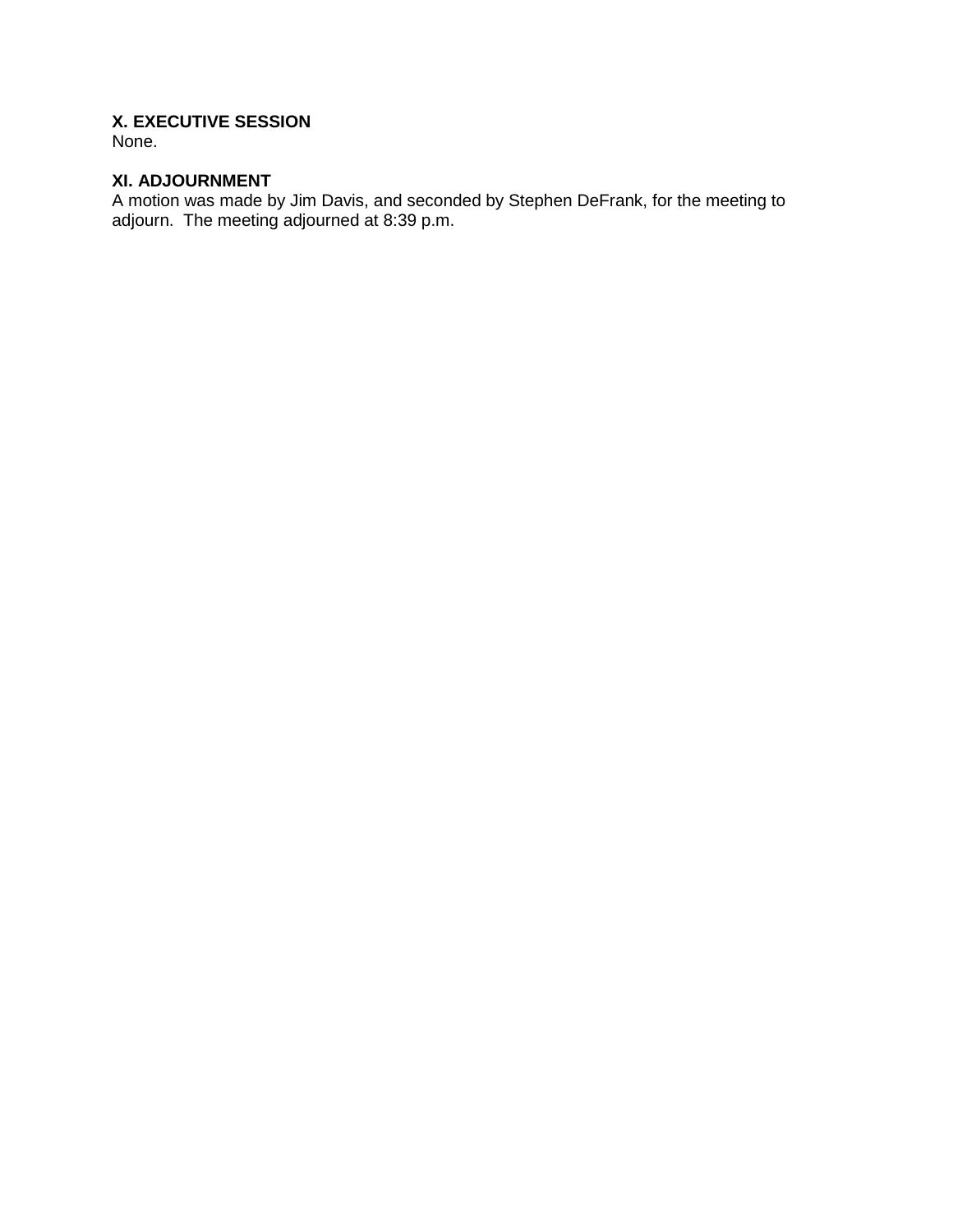**X. EXECUTIVE SESSION**
None.

**XI. ADJOURNMENT**
A motion was made by Jim Davis, and seconded by Stephen DeFrank, for the meeting to adjourn. The meeting adjourned at 8:39 p.m.